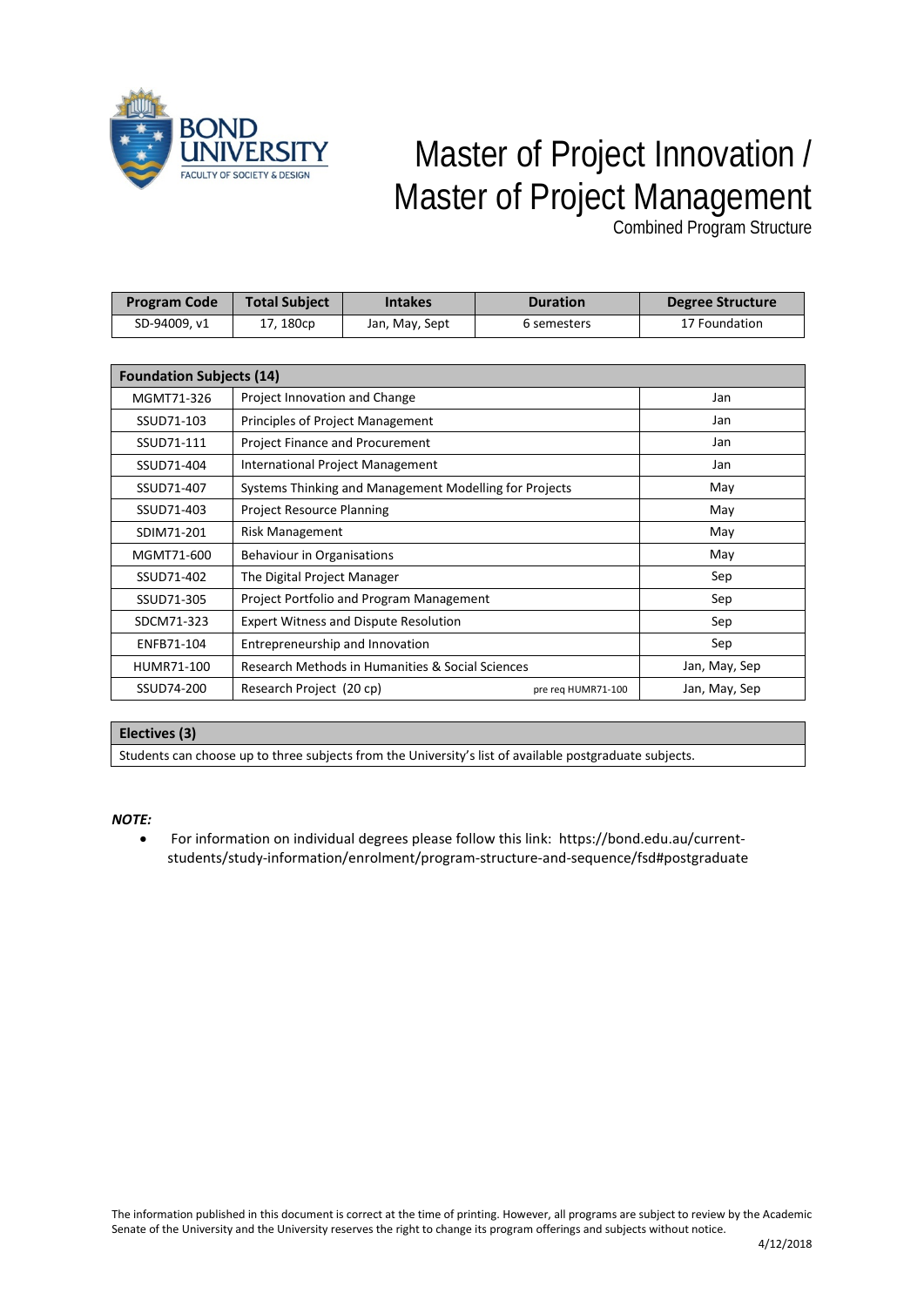# Master of Project Innovation / Master of Project Management

Combined Program Structure

| Program Code | Total Subject | Intakes | Duration | Degree Structure |
|---|---|---|---|---|
| SD-94009, v1 | 17, 180cp | Jan, May, Sept | 6 semesters | 17 Foundation |

| Foundation Subjects (14) | | |
|---|---|---|
| MGMT71-326 | Project Innovation and Change | Jan |
| SSUD71-103 | Principles of Project Management | Jan |
| SSUD71-111 | Project Finance and Procurement | Jan |
| SSUD71-404 | International Project Management | Jan |
| SSUD71-407 | Systems Thinking and Management Modelling for Projects | May |
| SSUD71-403 | Project Resource Planning | May |
| SDIM71-201 | Risk Management | May |
| MGMT71-600 | Behaviour in Organisations | May |
| SSUD71-402 | The Digital Project Manager | Sep |
| SSUD71-305 | Project Portfolio and Program Management | Sep |
| SDCM71-323 | Expert Witness and Dispute Resolution | Sep |
| ENFB71-104 | Entrepreneurship and Innovation | Sep |
| HUMR71-100 | Research Methods in Humanities & Social Sciences | Jan, May, Sep |
| SSUD74-200 | Research Project (20 cp) pre req HUMR71-100 | Jan, May, Sep |

| Electives (3) |
|---|
| Students can choose up to three subjects from the University's list of available postgraduate subjects. |

***NOTE:***

- For information on individual degrees please follow this link: https://bond.edu.au/current-students/study-information/enrolment/program-structure-and-sequence/fsd#postgraduate

The information published in this document is correct at the time of printing. However, all programs are subject to review by the Academic Senate of the University and the University reserves the right to change its program offerings and subjects without notice.

4/12/2018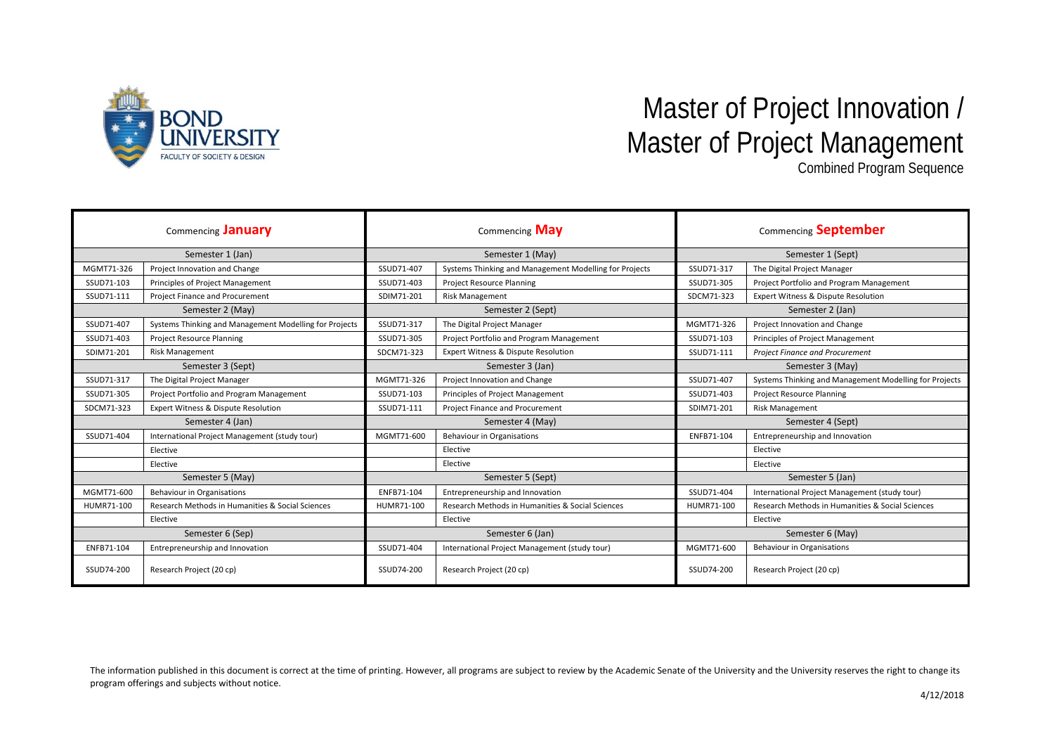BOND UNIVERSITY
FACULTY OF SOCIETY & DESIGN

# Master of Project Innovation / Master of Project Management

Combined Program Sequence

| Commencing **January** | | Commencing **May** | | Commencing **September** | |
|---|---|---|---|---|---|
| Semester 1 (Jan) | | Semester 1 (May) | | Semester 1 (Sept) | |
| MGMT71-326 | Project Innovation and Change | SSUD71-407 | Systems Thinking and Management Modelling for Projects | SSUD71-317 | The Digital Project Manager |
| SSUD71-103 | Principles of Project Management | SSUD71-403 | Project Resource Planning | SSUD71-305 | Project Portfolio and Program Management |
| SSUD71-111 | Project Finance and Procurement | SDIM71-201 | Risk Management | SDCM71-323 | Expert Witness & Dispute Resolution |
| Semester 2 (May) | | Semester 2 (Sept) | | Semester 2 (Jan) | |
| SSUD71-407 | Systems Thinking and Management Modelling for Projects | SSUD71-317 | The Digital Project Manager | MGMT71-326 | Project Innovation and Change |
| SSUD71-403 | Project Resource Planning | SSUD71-305 | Project Portfolio and Program Management | SSUD71-103 | Principles of Project Management |
| SDIM71-201 | Risk Management | SDCM71-323 | Expert Witness & Dispute Resolution | SSUD71-111 | *Project Finance and Procurement* |
| Semester 3 (Sept) | | Semester 3 (Jan) | | Semester 3 (May) | |
| SSUD71-317 | The Digital Project Manager | MGMT71-326 | Project Innovation and Change | SSUD71-407 | Systems Thinking and Management Modelling for Projects |
| SSUD71-305 | Project Portfolio and Program Management | SSUD71-103 | Principles of Project Management | SSUD71-403 | Project Resource Planning |
| SDCM71-323 | Expert Witness & Dispute Resolution | SSUD71-111 | Project Finance and Procurement | SDIM71-201 | Risk Management |
| Semester 4 (Jan) | | Semester 4 (May) | | Semester 4 (Sept) | |
| SSUD71-404 | International Project Management (study tour) | MGMT71-600 | Behaviour in Organisations | ENFB71-104 | Entrepreneurship and Innovation |
| | Elective | | Elective | | Elective |
| | Elective | | Elective | | Elective |
| Semester 5 (May) | | Semester 5 (Sept) | | Semester 5 (Jan) | |
| MGMT71-600 | Behaviour in Organisations | ENFB71-104 | Entrepreneurship and Innovation | SSUD71-404 | International Project Management (study tour) |
| HUMR71-100 | Research Methods in Humanities & Social Sciences | HUMR71-100 | Research Methods in Humanities & Social Sciences | HUMR71-100 | Research Methods in Humanities & Social Sciences |
| | Elective | | Elective | | Elective |
| Semester 6 (Sep) | | Semester 6 (Jan) | | Semester 6 (May) | |
| ENFB71-104 | Entrepreneurship and Innovation | SSUD71-404 | International Project Management (study tour) | MGMT71-600 | Behaviour in Organisations |
| SSUD74-200 | Research Project (20 cp) | SSUD74-200 | Research Project (20 cp) | SSUD74-200 | Research Project (20 cp) |

The information published in this document is correct at the time of printing. However, all programs are subject to review by the Academic Senate of the University and the University reserves the right to change its program offerings and subjects without notice.

4/12/2018